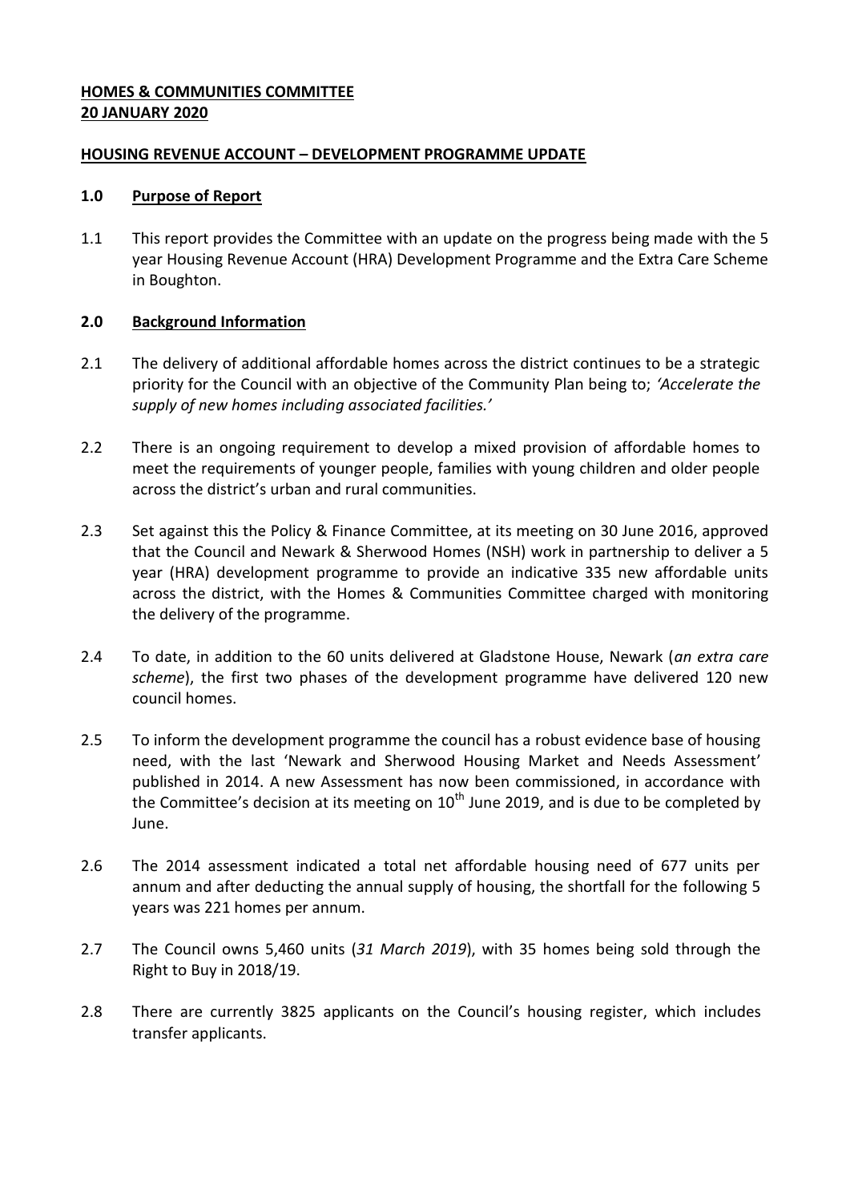**HOMES & COMMUNITIES COMMITTEE**
**20 JANUARY 2020**

**HOUSING REVENUE ACCOUNT – DEVELOPMENT PROGRAMME UPDATE**

## 1.0 Purpose of Report

1.1 This report provides the Committee with an update on the progress being made with the 5 year Housing Revenue Account (HRA) Development Programme and the Extra Care Scheme in Boughton.

## 2.0 Background Information

2.1 The delivery of additional affordable homes across the district continues to be a strategic priority for the Council with an objective of the Community Plan being to; *'Accelerate the supply of new homes including associated facilities.'*

2.2 There is an ongoing requirement to develop a mixed provision of affordable homes to meet the requirements of younger people, families with young children and older people across the district's urban and rural communities.

2.3 Set against this the Policy & Finance Committee, at its meeting on 30 June 2016, approved that the Council and Newark & Sherwood Homes (NSH) work in partnership to deliver a 5 year (HRA) development programme to provide an indicative 335 new affordable units across the district, with the Homes & Communities Committee charged with monitoring the delivery of the programme.

2.4 To date, in addition to the 60 units delivered at Gladstone House, Newark (*an extra care scheme*), the first two phases of the development programme have delivered 120 new council homes.

2.5 To inform the development programme the council has a robust evidence base of housing need, with the last 'Newark and Sherwood Housing Market and Needs Assessment' published in 2014. A new Assessment has now been commissioned, in accordance with the Committee's decision at its meeting on 10th June 2019, and is due to be completed by June.

2.6 The 2014 assessment indicated a total net affordable housing need of 677 units per annum and after deducting the annual supply of housing, the shortfall for the following 5 years was 221 homes per annum.

2.7 The Council owns 5,460 units (*31 March 2019*), with 35 homes being sold through the Right to Buy in 2018/19.

2.8 There are currently 3825 applicants on the Council's housing register, which includes transfer applicants.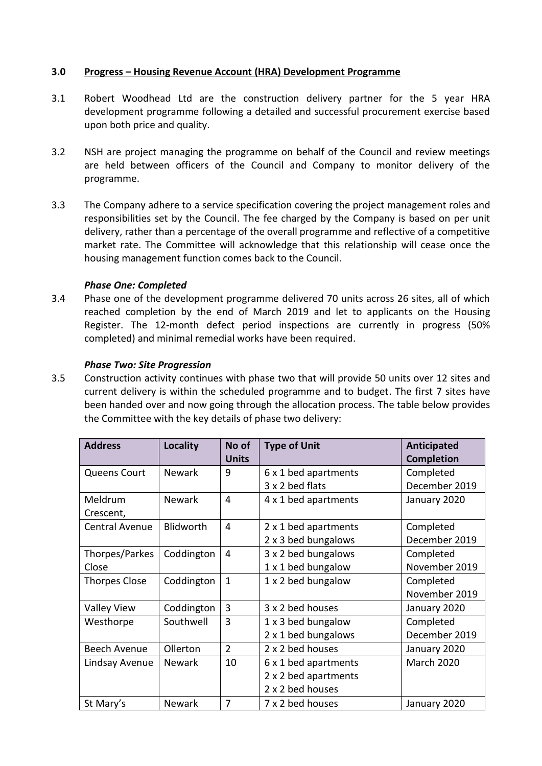### 3.0 Progress – Housing Revenue Account (HRA) Development Programme

3.1 Robert Woodhead Ltd are the construction delivery partner for the 5 year HRA development programme following a detailed and successful procurement exercise based upon both price and quality.

3.2 NSH are project managing the programme on behalf of the Council and review meetings are held between officers of the Council and Company to monitor delivery of the programme.

3.3 The Company adhere to a service specification covering the project management roles and responsibilities set by the Council. The fee charged by the Company is based on per unit delivery, rather than a percentage of the overall programme and reflective of a competitive market rate. The Committee will acknowledge that this relationship will cease once the housing management function comes back to the Council.

***Phase One: Completed***

3.4 Phase one of the development programme delivered 70 units across 26 sites, all of which reached completion by the end of March 2019 and let to applicants on the Housing Register. The 12-month defect period inspections are currently in progress (50% completed) and minimal remedial works have been required.

***Phase Two: Site Progression***

3.5 Construction activity continues with phase two that will provide 50 units over 12 sites and current delivery is within the scheduled programme and to budget. The first 7 sites have been handed over and now going through the allocation process. The table below provides the Committee with the key details of phase two delivery:

| Address | Locality | No of Units | Type of Unit | Anticipated Completion |
|---|---|---|---|---|
| Queens Court | Newark | 9 | 6 x 1 bed apartments<br>3 x 2 bed flats | Completed December 2019 |
| Meldrum Crescent, | Newark | 4 | 4 x 1 bed apartments | January 2020 |
| Central Avenue | Blidworth | 4 | 2 x 1 bed apartments<br>2 x 3 bed bungalows | Completed December 2019 |
| Thorpes/Parkes Close | Coddington | 4 | 3 x 2 bed bungalows<br>1 x 1 bed bungalow | Completed November 2019 |
| Thorpes Close | Coddington | 1 | 1 x 2 bed bungalow | Completed November 2019 |
| Valley View | Coddington | 3 | 3 x 2 bed houses | January 2020 |
| Westhorpe | Southwell | 3 | 1 x 3 bed bungalow<br>2 x 1 bed bungalows | Completed December 2019 |
| Beech Avenue | Ollerton | 2 | 2 x 2 bed houses | January 2020 |
| Lindsay Avenue | Newark | 10 | 6 x 1 bed apartments<br>2 x 2 bed apartments<br>2 x 2 bed houses | March 2020 |
| St Mary's | Newark | 7 | 7 x 2 bed houses | January 2020 |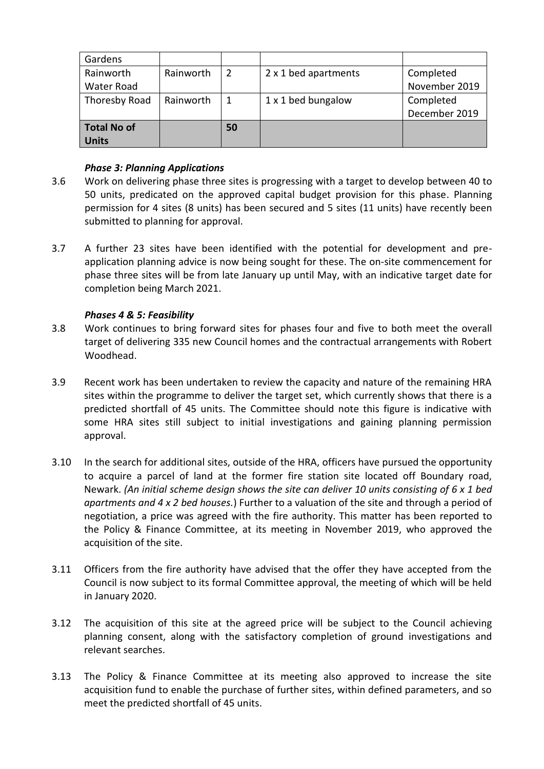| Gardens | | | | |
|---|---|---|---|---|
| Rainworth Water Road | Rainworth | 2 | 2 x 1 bed apartments | Completed November 2019 |
| Thoresby Road | Rainworth | 1 | 1 x 1 bed bungalow | Completed December 2019 |
| **Total No of Units** | | **50** | | |

***Phase 3: Planning Applications***

3.6 Work on delivering phase three sites is progressing with a target to develop between 40 to 50 units, predicated on the approved capital budget provision for this phase. Planning permission for 4 sites (8 units) has been secured and 5 sites (11 units) have recently been submitted to planning for approval.

3.7 A further 23 sites have been identified with the potential for development and pre-application planning advice is now being sought for these. The on-site commencement for phase three sites will be from late January up until May, with an indicative target date for completion being March 2021.

***Phases 4 & 5: Feasibility***

3.8 Work continues to bring forward sites for phases four and five to both meet the overall target of delivering 335 new Council homes and the contractual arrangements with Robert Woodhead.

3.9 Recent work has been undertaken to review the capacity and nature of the remaining HRA sites within the programme to deliver the target set, which currently shows that there is a predicted shortfall of 45 units. The Committee should note this figure is indicative with some HRA sites still subject to initial investigations and gaining planning permission approval.

3.10 In the search for additional sites, outside of the HRA, officers have pursued the opportunity to acquire a parcel of land at the former fire station site located off Boundary road, Newark. *(An initial scheme design shows the site can deliver 10 units consisting of 6 x 1 bed apartments and 4 x 2 bed houses.*) Further to a valuation of the site and through a period of negotiation, a price was agreed with the fire authority. This matter has been reported to the Policy & Finance Committee, at its meeting in November 2019, who approved the acquisition of the site.

3.11 Officers from the fire authority have advised that the offer they have accepted from the Council is now subject to its formal Committee approval, the meeting of which will be held in January 2020.

3.12 The acquisition of this site at the agreed price will be subject to the Council achieving planning consent, along with the satisfactory completion of ground investigations and relevant searches.

3.13 The Policy & Finance Committee at its meeting also approved to increase the site acquisition fund to enable the purchase of further sites, within defined parameters, and so meet the predicted shortfall of 45 units.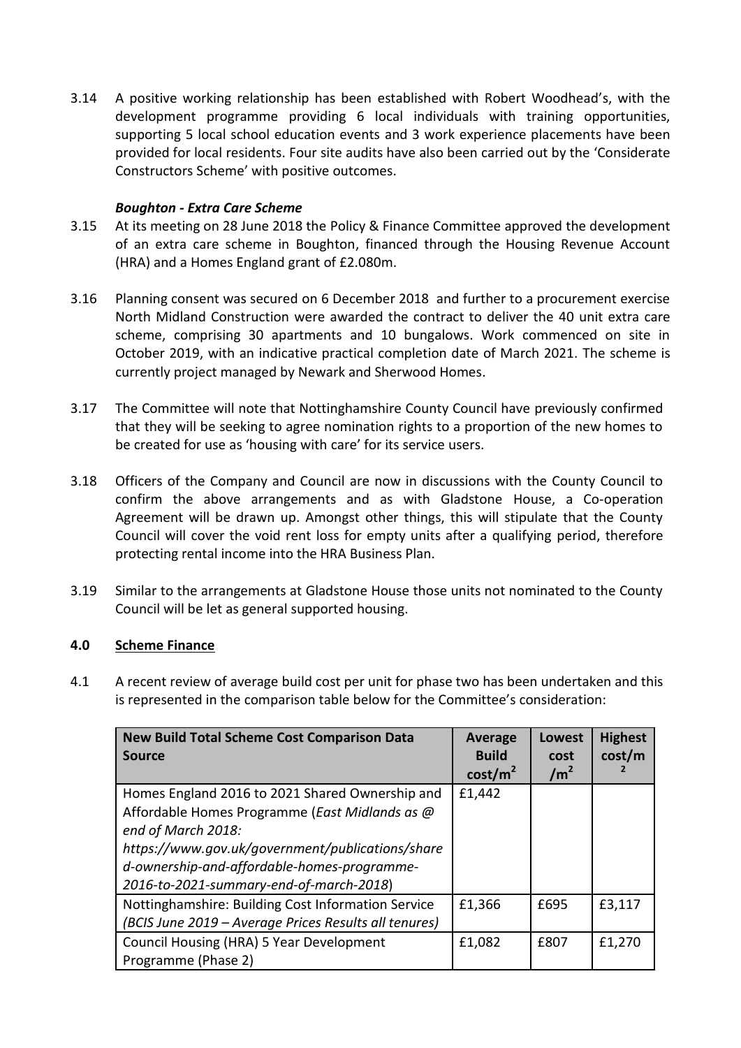3.14 A positive working relationship has been established with Robert Woodhead's, with the development programme providing 6 local individuals with training opportunities, supporting 5 local school education events and 3 work experience placements have been provided for local residents. Four site audits have also been carried out by the 'Considerate Constructors Scheme' with positive outcomes.

***Boughton - Extra Care Scheme***

3.15 At its meeting on 28 June 2018 the Policy & Finance Committee approved the development of an extra care scheme in Boughton, financed through the Housing Revenue Account (HRA) and a Homes England grant of £2.080m.

3.16 Planning consent was secured on 6 December 2018 and further to a procurement exercise North Midland Construction were awarded the contract to deliver the 40 unit extra care scheme, comprising 30 apartments and 10 bungalows. Work commenced on site in October 2019, with an indicative practical completion date of March 2021. The scheme is currently project managed by Newark and Sherwood Homes.

3.17 The Committee will note that Nottinghamshire County Council have previously confirmed that they will be seeking to agree nomination rights to a proportion of the new homes to be created for use as 'housing with care' for its service users.

3.18 Officers of the Company and Council are now in discussions with the County Council to confirm the above arrangements and as with Gladstone House, a Co-operation Agreement will be drawn up. Amongst other things, this will stipulate that the County Council will cover the void rent loss for empty units after a qualifying period, therefore protecting rental income into the HRA Business Plan.

3.19 Similar to the arrangements at Gladstone House those units not nominated to the County Council will be let as general supported housing.

## 4.0 Scheme Finance

4.1 A recent review of average build cost per unit for phase two has been undertaken and this is represented in the comparison table below for the Committee's consideration:

| New Build Total Scheme Cost Comparison Data Source | Average Build cost/m$^2$ | Lowest cost /m$^2$ | Highest cost/m$^2$ |
|---|---|---|---|
| Homes England 2016 to 2021 Shared Ownership and Affordable Homes Programme (*East Midlands as @ end of March 2018: https://www.gov.uk/government/publications/shared-ownership-and-affordable-homes-programme-2016-to-2021-summary-end-of-march-2018*) | £1,442 | | |
| Nottinghamshire: Building Cost Information Service (*BCIS June 2019 – Average Prices Results all tenures)* | £1,366 | £695 | £3,117 |
| Council Housing (HRA) 5 Year Development Programme (Phase 2) | £1,082 | £807 | £1,270 |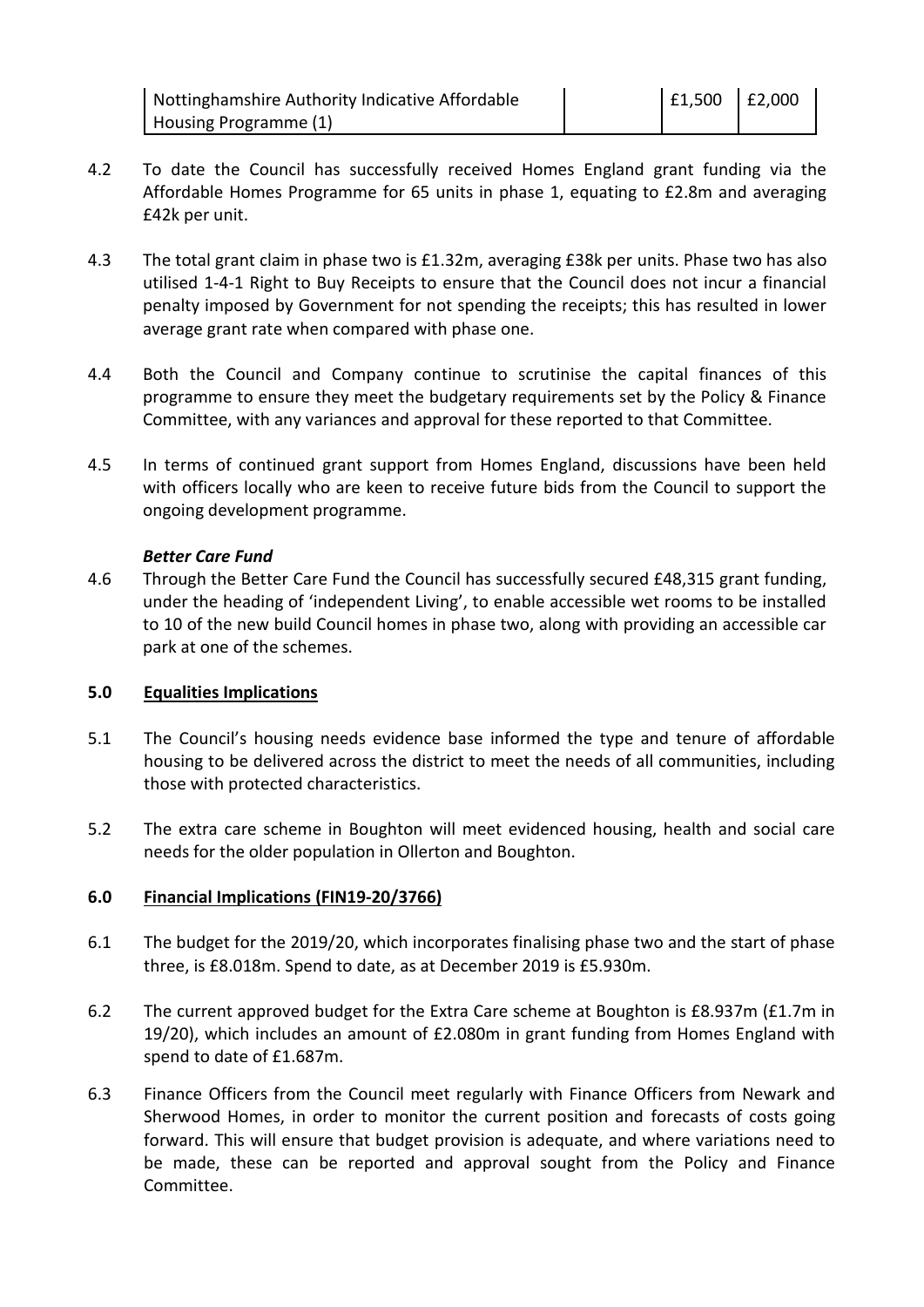| Nottinghamshire Authority Indicative Affordable Housing Programme (1) | | £1,500 | £2,000 |
|---|---|---|---|

4.2 To date the Council has successfully received Homes England grant funding via the Affordable Homes Programme for 65 units in phase 1, equating to £2.8m and averaging £42k per unit.

4.3 The total grant claim in phase two is £1.32m, averaging £38k per units. Phase two has also utilised 1-4-1 Right to Buy Receipts to ensure that the Council does not incur a financial penalty imposed by Government for not spending the receipts; this has resulted in lower average grant rate when compared with phase one.

4.4 Both the Council and Company continue to scrutinise the capital finances of this programme to ensure they meet the budgetary requirements set by the Policy & Finance Committee, with any variances and approval for these reported to that Committee.

4.5 In terms of continued grant support from Homes England, discussions have been held with officers locally who are keen to receive future bids from the Council to support the ongoing development programme.

***Better Care Fund***

4.6 Through the Better Care Fund the Council has successfully secured £48,315 grant funding, under the heading of 'independent Living', to enable accessible wet rooms to be installed to 10 of the new build Council homes in phase two, along with providing an accessible car park at one of the schemes.

## 5.0 Equalities Implications

5.1 The Council's housing needs evidence base informed the type and tenure of affordable housing to be delivered across the district to meet the needs of all communities, including those with protected characteristics.

5.2 The extra care scheme in Boughton will meet evidenced housing, health and social care needs for the older population in Ollerton and Boughton.

## 6.0 Financial Implications (FIN19-20/3766)

6.1 The budget for the 2019/20, which incorporates finalising phase two and the start of phase three, is £8.018m. Spend to date, as at December 2019 is £5.930m.

6.2 The current approved budget for the Extra Care scheme at Boughton is £8.937m (£1.7m in 19/20), which includes an amount of £2.080m in grant funding from Homes England with spend to date of £1.687m.

6.3 Finance Officers from the Council meet regularly with Finance Officers from Newark and Sherwood Homes, in order to monitor the current position and forecasts of costs going forward. This will ensure that budget provision is adequate, and where variations need to be made, these can be reported and approval sought from the Policy and Finance Committee.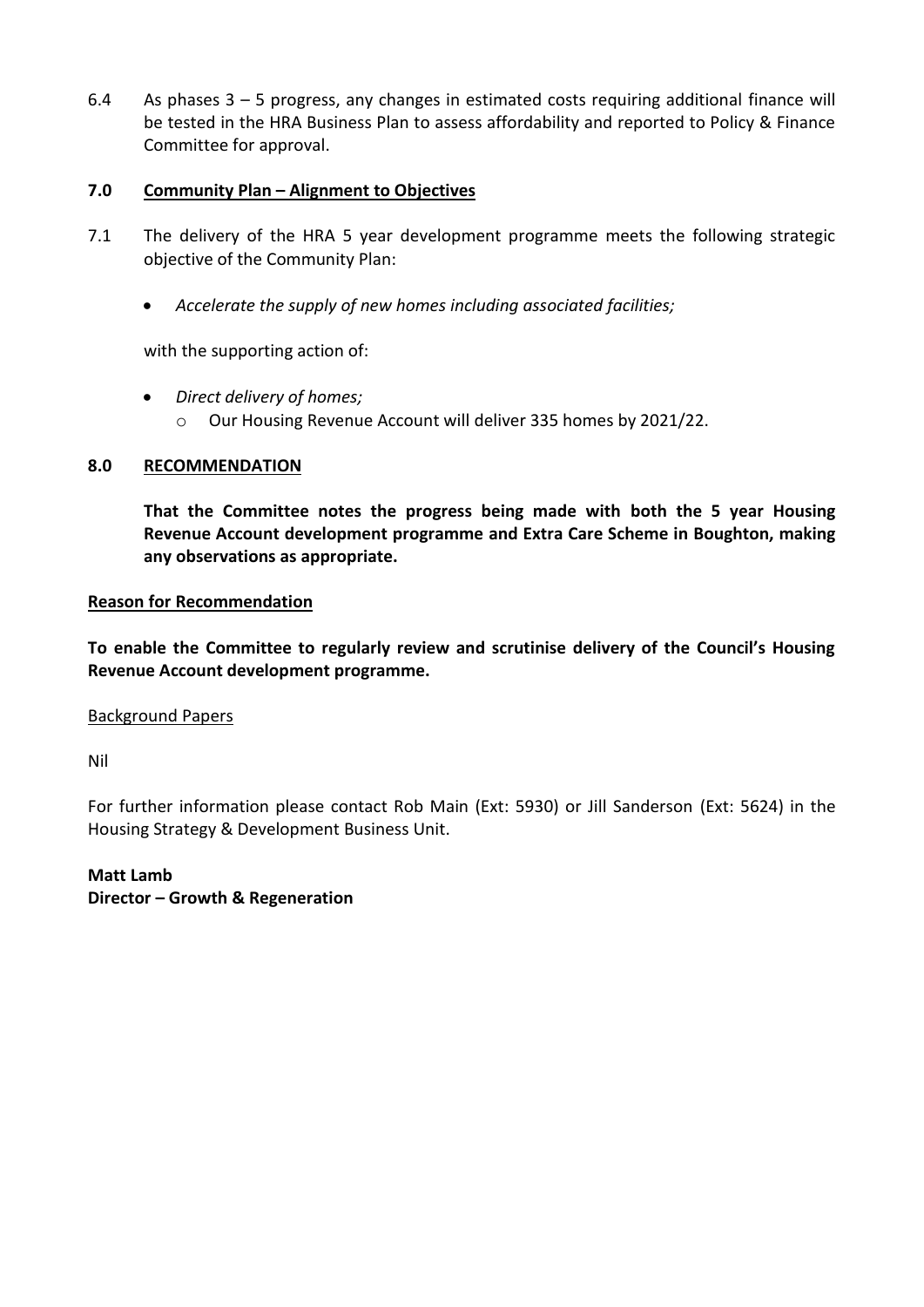6.4 As phases 3 – 5 progress, any changes in estimated costs requiring additional finance will be tested in the HRA Business Plan to assess affordability and reported to Policy & Finance Committee for approval.

## 7.0 Community Plan – Alignment to Objectives

7.1 The delivery of the HRA 5 year development programme meets the following strategic objective of the Community Plan:

- *Accelerate the supply of new homes including associated facilities;*

with the supporting action of:

- *Direct delivery of homes;*
    - Our Housing Revenue Account will deliver 335 homes by 2021/22.

## 8.0 RECOMMENDATION

**That the Committee notes the progress being made with both the 5 year Housing Revenue Account development programme and Extra Care Scheme in Boughton, making any observations as appropriate.**

**Reason for Recommendation**

**To enable the Committee to regularly review and scrutinise delivery of the Council's Housing Revenue Account development programme.**

Background Papers

Nil

For further information please contact Rob Main (Ext: 5930) or Jill Sanderson (Ext: 5624) in the Housing Strategy & Development Business Unit.

**Matt Lamb**
**Director – Growth & Regeneration**